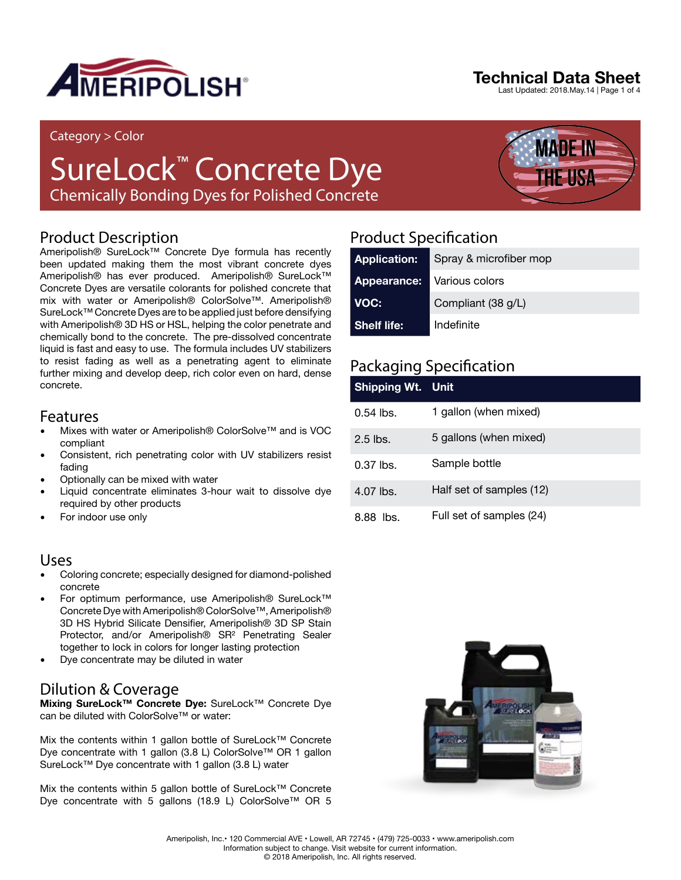# AMERIPOLISH®

**Technical Data Sheet**
Last Updated: 2018.May.14

Category > Color

# SureLock™ Concrete Dye

Chemically Bonding Dyes for Polished Concrete

MADE IN THE USA

## Product Description

Ameripolish® SureLock™ Concrete Dye formula has recently been updated making them the most vibrant concrete dyes Ameripolish® has ever produced. Ameripolish® SureLock™ Concrete Dyes are versatile colorants for polished concrete that mix with water or Ameripolish® ColorSolve™. Ameripolish® SureLock™ Concrete Dyes are to be applied just before densifying with Ameripolish® 3D HS or HSL, helping the color penetrate and chemically bond to the concrete. The pre-dissolved concentrate liquid is fast and easy to use. The formula includes UV stabilizers to resist fading as well as a penetrating agent to eliminate further mixing and develop deep, rich color even on hard, dense concrete.

## Features

- Mixes with water or Ameripolish® ColorSolve™ and is VOC compliant
- Consistent, rich penetrating color with UV stabilizers resist fading
- Optionally can be mixed with water
- Liquid concentrate eliminates 3-hour wait to dissolve dye required by other products
- For indoor use only

## Uses

- Coloring concrete; especially designed for diamond-polished concrete
- For optimum performance, use Ameripolish® SureLock™ Concrete Dye with Ameripolish® ColorSolve™, Ameripolish® 3D HS Hybrid Silicate Densifier, Ameripolish® 3D SP Stain Protector, and/or Ameripolish® SR² Penetrating Sealer together to lock in colors for longer lasting protection
- Dye concentrate may be diluted in water

## Dilution & Coverage

**Mixing SureLock™ Concrete Dye:** SureLock™ Concrete Dye can be diluted with ColorSolve™ or water:

Mix the contents within 1 gallon bottle of SureLock™ Concrete Dye concentrate with 1 gallon (3.8 L) ColorSolve™ OR 1 gallon SureLock™ Dye concentrate with 1 gallon (3.8 L) water

Mix the contents within 5 gallon bottle of SureLock™ Concrete Dye concentrate with 5 gallons (18.9 L) ColorSolve™ OR 5

## Product Specification

| | |
|---|---|
| **Application:** | Spray & microfiber mop |
| **Appearance:** | Various colors |
| **VOC:** | Compliant (38 g/L) |
| **Shelf life:** | Indefinite |

## Packaging Specification

| Shipping Wt. | Unit |
|---|---|
| 0.54 lbs. | 1 gallon (when mixed) |
| 2.5 lbs. | 5 gallons (when mixed) |
| 0.37 lbs. | Sample bottle |
| 4.07 lbs. | Half set of samples (12) |
| 8.88 lbs. | Full set of samples (24) |

Ameripolish, Inc.• 120 Commercial AVE • Lowell, AR 72745 • (479) 725-0033 • www.ameripolish.com
Information subject to change. Visit website for current information.
© 2018 Ameripolish, Inc. All rights reserved.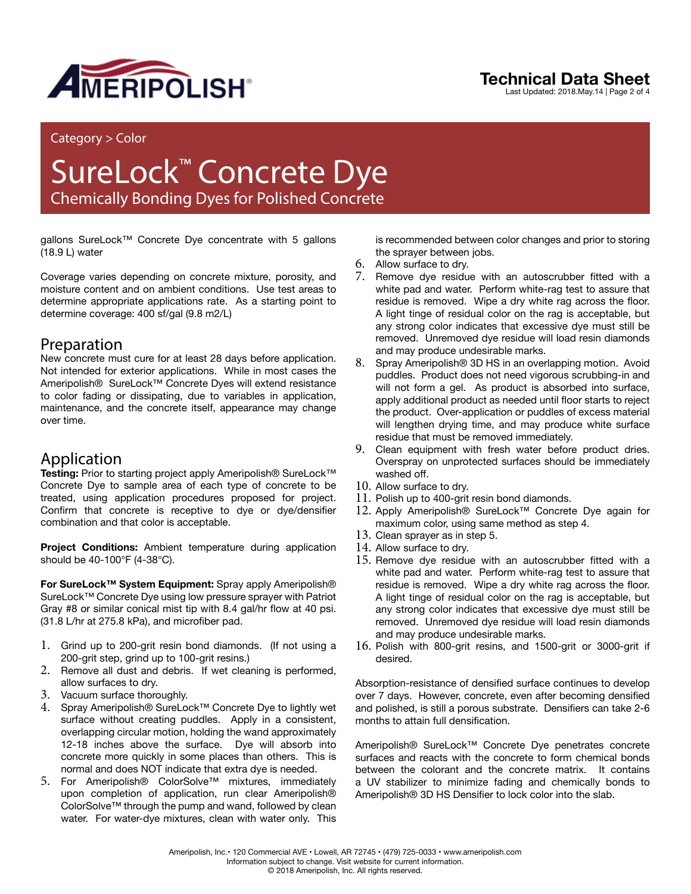Category > Color

# SureLock™ Concrete Dye

## Chemically Bonding Dyes for Polished Concrete

gallons SureLock™ Concrete Dye concentrate with 5 gallons (18.9 L) water

Coverage varies depending on concrete mixture, porosity, and moisture content and on ambient conditions. Use test areas to determine appropriate applications rate. As a starting point to determine coverage: 400 sf/gal (9.8 m2/L)

## Preparation

New concrete must cure for at least 28 days before application. Not intended for exterior applications. While in most cases the Ameripolish® SureLock™ Concrete Dyes will extend resistance to color fading or dissipating, due to variables in application, maintenance, and the concrete itself, appearance may change over time.

## Application

**Testing:** Prior to starting project apply Ameripolish® SureLock™ Concrete Dye to sample area of each type of concrete to be treated, using application procedures proposed for project. Confirm that concrete is receptive to dye or dye/densifier combination and that color is acceptable.

**Project Conditions:** Ambient temperature during application should be 40-100°F (4-38°C).

**For SureLock™ System Equipment:** Spray apply Ameripolish® SureLock™ Concrete Dye using low pressure sprayer with Patriot Gray #8 or similar conical mist tip with 8.4 gal/hr flow at 40 psi. (31.8 L/hr at 275.8 kPa), and microfiber pad.

1. Grind up to 200-grit resin bond diamonds. (If not using a 200-grit step, grind up to 100-grit resins.)
2. Remove all dust and debris. If wet cleaning is performed, allow surfaces to dry.
3. Vacuum surface thoroughly.
4. Spray Ameripolish® SureLock™ Concrete Dye to lightly wet surface without creating puddles. Apply in a consistent, overlapping circular motion, holding the wand approximately 12-18 inches above the surface. Dye will absorb into concrete more quickly in some places than others. This is normal and does NOT indicate that extra dye is needed.
5. For Ameripolish® ColorSolve™ mixtures, immediately upon completion of application, run clear Ameripolish® ColorSolve™ through the pump and wand, followed by clean water. For water-dye mixtures, clean with water only. This is recommended between color changes and prior to storing the sprayer between jobs.
6. Allow surface to dry.
7. Remove dye residue with an autoscrubber fitted with a white pad and water. Perform white-rag test to assure that residue is removed. Wipe a dry white rag across the floor. A light tinge of residual color on the rag is acceptable, but any strong color indicates that excessive dye must still be removed. Unremoved dye residue will load resin diamonds and may produce undesirable marks.
8. Spray Ameripolish® 3D HS in an overlapping motion. Avoid puddles. Product does not need vigorous scrubbing-in and will not form a gel. As product is absorbed into surface, apply additional product as needed until floor starts to reject the product. Over-application or puddles of excess material will lengthen drying time, and may produce white surface residue that must be removed immediately.
9. Clean equipment with fresh water before product dries. Overspray on unprotected surfaces should be immediately washed off.
10. Allow surface to dry.
11. Polish up to 400-grit resin bond diamonds.
12. Apply Ameripolish® SureLock™ Concrete Dye again for maximum color, using same method as step 4.
13. Clean sprayer as in step 5.
14. Allow surface to dry.
15. Remove dye residue with an autoscrubber fitted with a white pad and water. Perform white-rag test to assure that residue is removed. Wipe a dry white rag across the floor. A light tinge of residual color on the rag is acceptable, but any strong color indicates that excessive dye must still be removed. Unremoved dye residue will load resin diamonds and may produce undesirable marks.
16. Polish with 800-grit resins, and 1500-grit or 3000-grit if desired.

Absorption-resistance of densified surface continues to develop over 7 days. However, concrete, even after becoming densified and polished, is still a porous substrate. Densifiers can take 2-6 months to attain full densification.

Ameripolish® SureLock™ Concrete Dye penetrates concrete surfaces and reacts with the concrete to form chemical bonds between the colorant and the concrete matrix. It contains a UV stabilizer to minimize fading and chemically bonds to Ameripolish® 3D HS Densifier to lock color into the slab.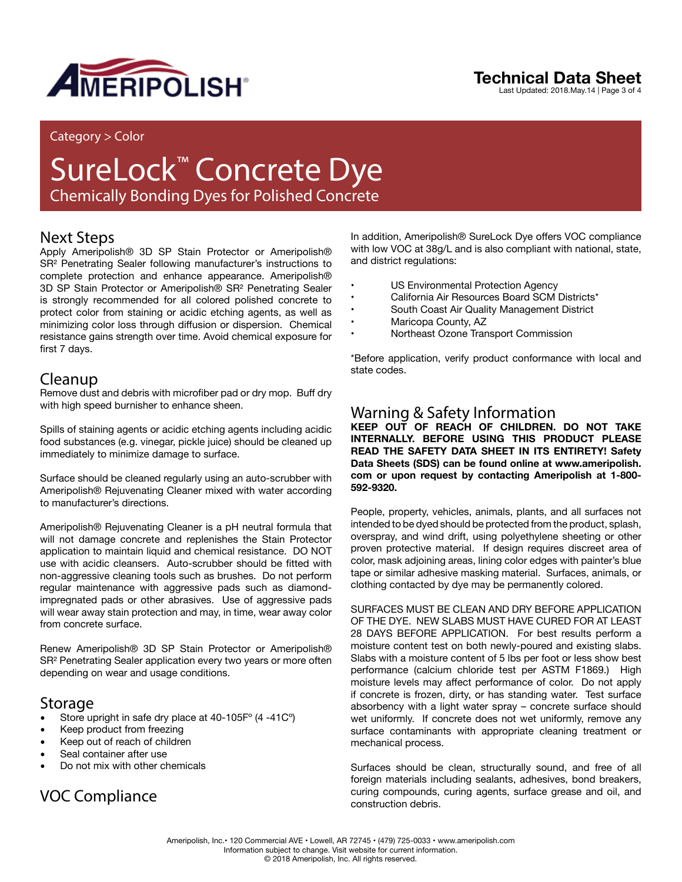Category > Color

# SureLock™ Concrete Dye

Chemically Bonding Dyes for Polished Concrete

## Next Steps

Apply Ameripolish® 3D SP Stain Protector or Ameripolish® SR² Penetrating Sealer following manufacturer's instructions to complete protection and enhance appearance. Ameripolish® 3D SP Stain Protector or Ameripolish® SR² Penetrating Sealer is strongly recommended for all colored polished concrete to protect color from staining or acidic etching agents, as well as minimizing color loss through diffusion or dispersion. Chemical resistance gains strength over time. Avoid chemical exposure for first 7 days.

## Cleanup

Remove dust and debris with microfiber pad or dry mop. Buff dry with high speed burnisher to enhance sheen.

Spills of staining agents or acidic etching agents including acidic food substances (e.g. vinegar, pickle juice) should be cleaned up immediately to minimize damage to surface.

Surface should be cleaned regularly using an auto-scrubber with Ameripolish® Rejuvenating Cleaner mixed with water according to manufacturer's directions.

Ameripolish® Rejuvenating Cleaner is a pH neutral formula that will not damage concrete and replenishes the Stain Protector application to maintain liquid and chemical resistance. DO NOT use with acidic cleansers. Auto-scrubber should be fitted with non-aggressive cleaning tools such as brushes. Do not perform regular maintenance with aggressive pads such as diamond-impregnated pads or other abrasives. Use of aggressive pads will wear away stain protection and may, in time, wear away color from concrete surface.

Renew Ameripolish® 3D SP Stain Protector or Ameripolish® SR² Penetrating Sealer application every two years or more often depending on wear and usage conditions.

## Storage

- Store upright in safe dry place at 40-105F° (4 -41C°)
- Keep product from freezing
- Keep out of reach of children
- Seal container after use
- Do not mix with other chemicals

## VOC Compliance

In addition, Ameripolish® SureLock Dye offers VOC compliance with low VOC at 38g/L and is also compliant with national, state, and district regulations:

- US Environmental Protection Agency
- California Air Resources Board SCM Districts*
- South Coast Air Quality Management District
- Maricopa County, AZ
- Northeast Ozone Transport Commission

*Before application, verify product conformance with local and state codes.

## Warning & Safety Information

**KEEP OUT OF REACH OF CHILDREN. DO NOT TAKE INTERNALLY. BEFORE USING THIS PRODUCT PLEASE READ THE SAFETY DATA SHEET IN ITS ENTIRETY! Safety Data Sheets (SDS) can be found online at www.ameripolish.com or upon request by contacting Ameripolish at 1-800-592-9320.**

People, property, vehicles, animals, plants, and all surfaces not intended to be dyed should be protected from the product, splash, overspray, and wind drift, using polyethylene sheeting or other proven protective material. If design requires discreet area of color, mask adjoining areas, lining color edges with painter's blue tape or similar adhesive masking material. Surfaces, animals, or clothing contacted by dye may be permanently colored.

SURFACES MUST BE CLEAN AND DRY BEFORE APPLICATION OF THE DYE. NEW SLABS MUST HAVE CURED FOR AT LEAST 28 DAYS BEFORE APPLICATION. For best results perform a moisture content test on both newly-poured and existing slabs. Slabs with a moisture content of 5 lbs per foot or less show best performance (calcium chloride test per ASTM F1869.) High moisture levels may affect performance of color. Do not apply if concrete is frozen, dirty, or has standing water. Test surface absorbency with a light water spray – concrete surface should wet uniformly. If concrete does not wet uniformly, remove any surface contaminants with appropriate cleaning treatment or mechanical process.

Surfaces should be clean, structurally sound, and free of all foreign materials including sealants, adhesives, bond breakers, curing compounds, curing agents, surface grease and oil, and construction debris.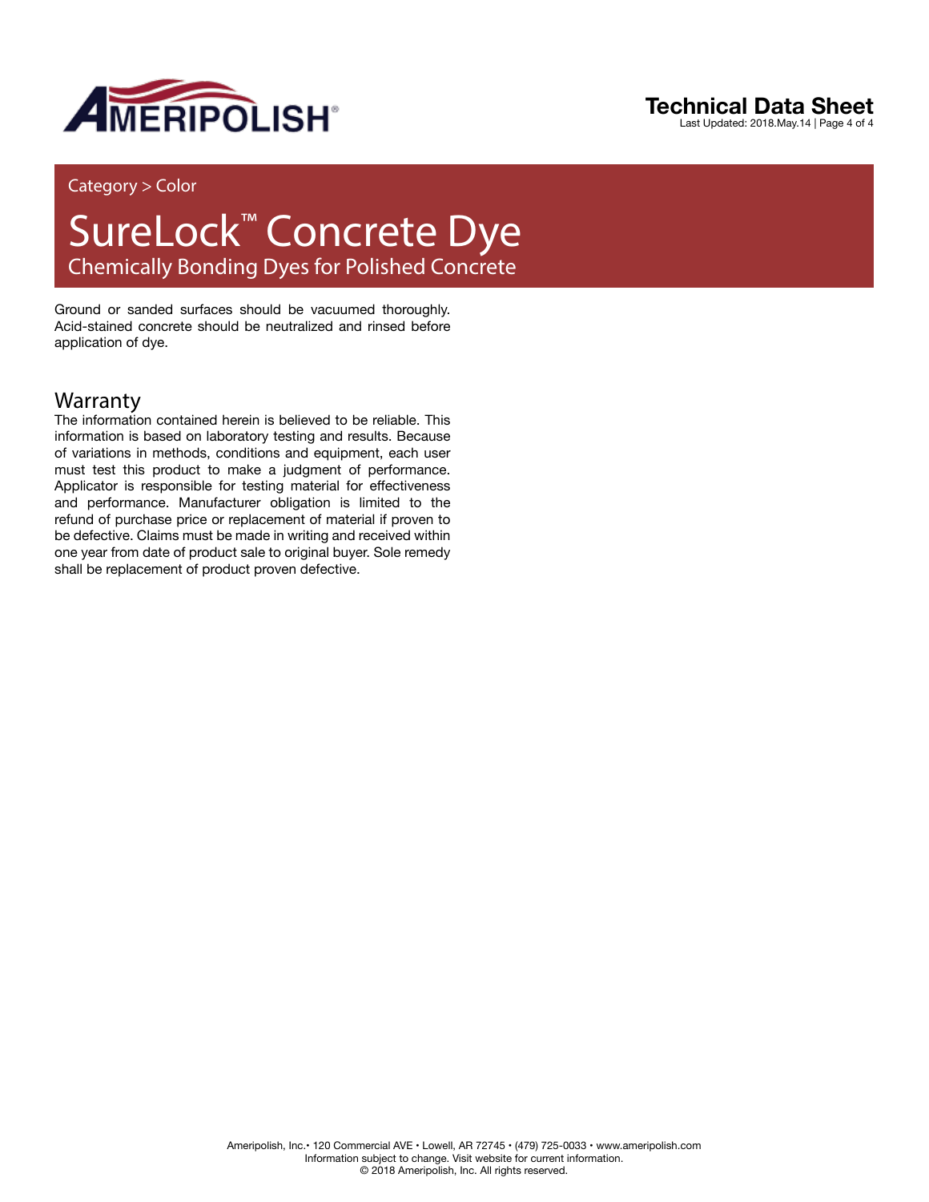Category > Color

# SureLock™ Concrete Dye

Chemically Bonding Dyes for Polished Concrete

Ground or sanded surfaces should be vacuumed thoroughly. Acid-stained concrete should be neutralized and rinsed before application of dye.

## Warranty

The information contained herein is believed to be reliable. This information is based on laboratory testing and results. Because of variations in methods, conditions and equipment, each user must test this product to make a judgment of performance. Applicator is responsible for testing material for effectiveness and performance. Manufacturer obligation is limited to the refund of purchase price or replacement of material if proven to be defective. Claims must be made in writing and received within one year from date of product sale to original buyer. Sole remedy shall be replacement of product proven defective.